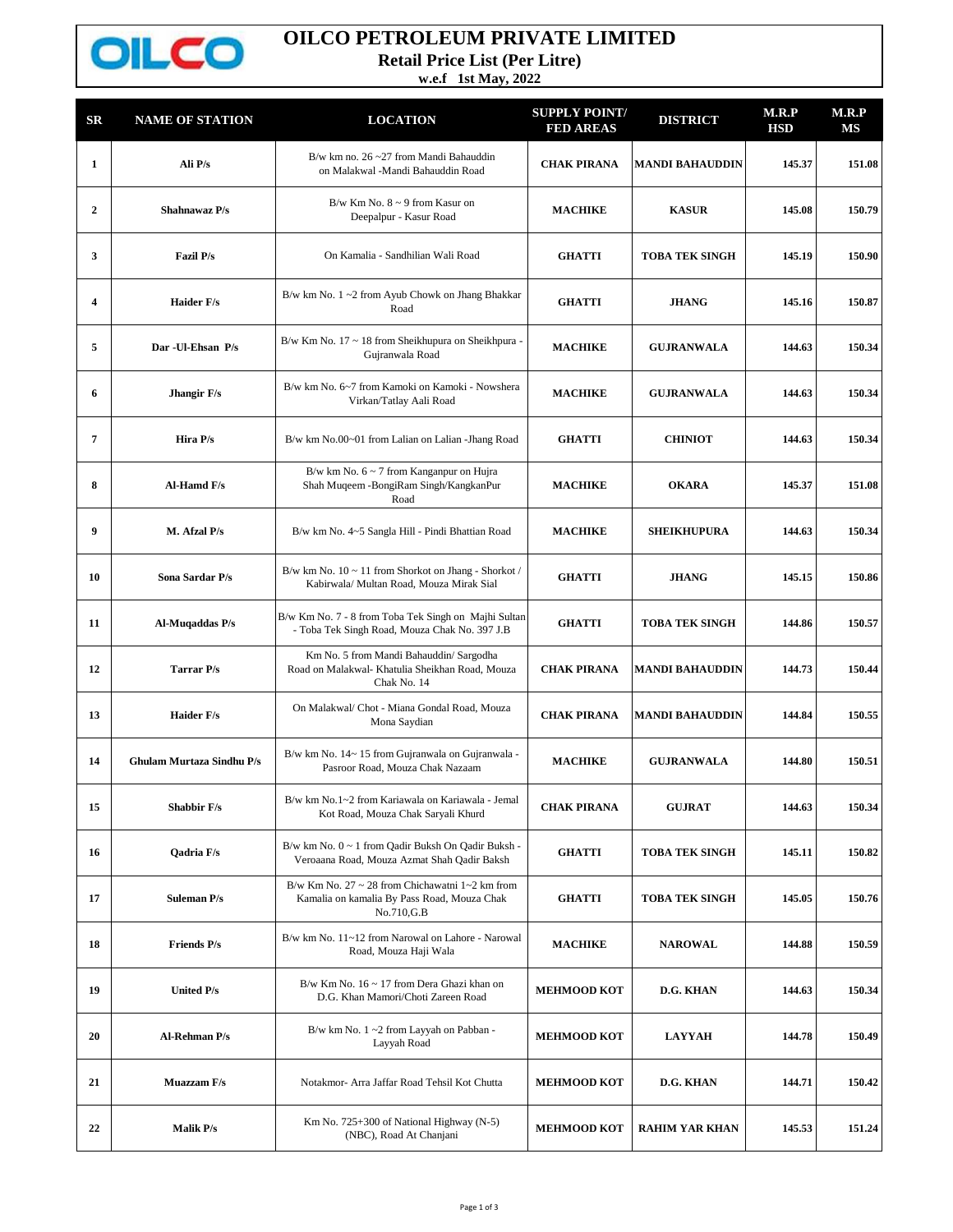# OILCO PETROLEUM PRIVATE LIMITED

## Retail Price List (Per Litre)

**w.e.f 1st May, 2022**

| SR | NAME OF STATION | LOCATION | SUPPLY POINT/ FED AREAS | DISTRICT | M.R.P HSD | M.R.P MS |
|---|---|---|---|---|---|---|
| 1 | Ali P/s | B/w km no. 26 ~27 from Mandi Bahauddin on Malakwal -Mandi Bahauddin Road | CHAK PIRANA | MANDI BAHAUDDIN | 145.37 | 151.08 |
| 2 | Shahnawaz P/s | B/w Km No. 8 ~ 9 from Kasur on Deepalpur - Kasur Road | MACHIKE | KASUR | 145.08 | 150.79 |
| 3 | Fazil P/s | On Kamalia - Sandhilian Wali Road | GHATTI | TOBA TEK SINGH | 145.19 | 150.90 |
| 4 | Haider F/s | B/w km No. 1 ~2 from Ayub Chowk on Jhang Bhakkar Road | GHATTI | JHANG | 145.16 | 150.87 |
| 5 | Dar -Ul-Ehsan P/s | B/w Km No. 17 ~ 18 from Sheikhupura on Sheikhpura - Gujranwala Road | MACHIKE | GUJRANWALA | 144.63 | 150.34 |
| 6 | Jhangir F/s | B/w km No. 6~7 from Kamoki on Kamoki - Nowshera Virkan/Tatlay Aali Road | MACHIKE | GUJRANWALA | 144.63 | 150.34 |
| 7 | Hira P/s | B/w km No.00~01 from Lalian on Lalian -Jhang Road | GHATTI | CHINIOT | 144.63 | 150.34 |
| 8 | Al-Hamd F/s | B/w km No. 6 ~ 7 from Kanganpur on Hujra Shah Muqeem -BongiRam Singh/KangkanPur Road | MACHIKE | OKARA | 145.37 | 151.08 |
| 9 | M. Afzal P/s | B/w km No. 4~5 Sangla Hill - Pindi Bhattian Road | MACHIKE | SHEIKHUPURA | 144.63 | 150.34 |
| 10 | Sona Sardar P/s | B/w km No. 10 ~ 11 from Shorkot on Jhang - Shorkot / Kabirwala/ Multan Road, Mouza Mirak Sial | GHATTI | JHANG | 145.15 | 150.86 |
| 11 | Al-Muqaddas P/s | B/w Km No. 7 - 8 from Toba Tek Singh on Majhi Sultan - Toba Tek Singh Road, Mouza Chak No. 397 J.B | GHATTI | TOBA TEK SINGH | 144.86 | 150.57 |
| 12 | Tarrar P/s | Km No. 5 from Mandi Bahauddin/ Sargodha Road on Malakwal- Khatulia Sheikhan Road, Mouza Chak No. 14 | CHAK PIRANA | MANDI BAHAUDDIN | 144.73 | 150.44 |
| 13 | Haider F/s | On Malakwal/ Chot - Miana Gondal Road, Mouza Mona Saydian | CHAK PIRANA | MANDI BAHAUDDIN | 144.84 | 150.55 |
| 14 | Ghulam Murtaza Sindhu P/s | B/w km No. 14~ 15 from Gujranwala on Gujranwala - Pasroor Road, Mouza Chak Nazaam | MACHIKE | GUJRANWALA | 144.80 | 150.51 |
| 15 | Shabbir F/s | B/w km No.1~2 from Kariawala on Kariawala - Jemal Kot Road, Mouza Chak Saryali Khurd | CHAK PIRANA | GUJRAT | 144.63 | 150.34 |
| 16 | Qadria F/s | B/w km No. 0 ~ 1 from Qadir Buksh On Qadir Buksh - Veroaana Road, Mouza Azmat Shah Qadir Baksh | GHATTI | TOBA TEK SINGH | 145.11 | 150.82 |
| 17 | Suleman P/s | B/w Km No. 27 ~ 28 from Chichawatni 1~2 km from Kamalia on kamalia By Pass Road, Mouza Chak No.710,G.B | GHATTI | TOBA TEK SINGH | 145.05 | 150.76 |
| 18 | Friends P/s | B/w km No. 11~12 from Narowal on Lahore - Narowal Road, Mouza Haji Wala | MACHIKE | NAROWAL | 144.88 | 150.59 |
| 19 | United P/s | B/w Km No. 16 ~ 17 from Dera Ghazi khan on D.G. Khan Mamori/Choti Zareen Road | MEHMOOD KOT | D.G. KHAN | 144.63 | 150.34 |
| 20 | Al-Rehman P/s | B/w km No. 1 ~2 from Layyah on Pabban - Layyah Road | MEHMOOD KOT | LAYYAH | 144.78 | 150.49 |
| 21 | Muazzam F/s | Notakmor- Arra Jaffar Road Tehsil Kot Chutta | MEHMOOD KOT | D.G. KHAN | 144.71 | 150.42 |
| 22 | Malik P/s | Km No. 725+300 of National Highway (N-5) (NBC), Road At Chanjani | MEHMOOD KOT | RAHIM YAR KHAN | 145.53 | 151.24 |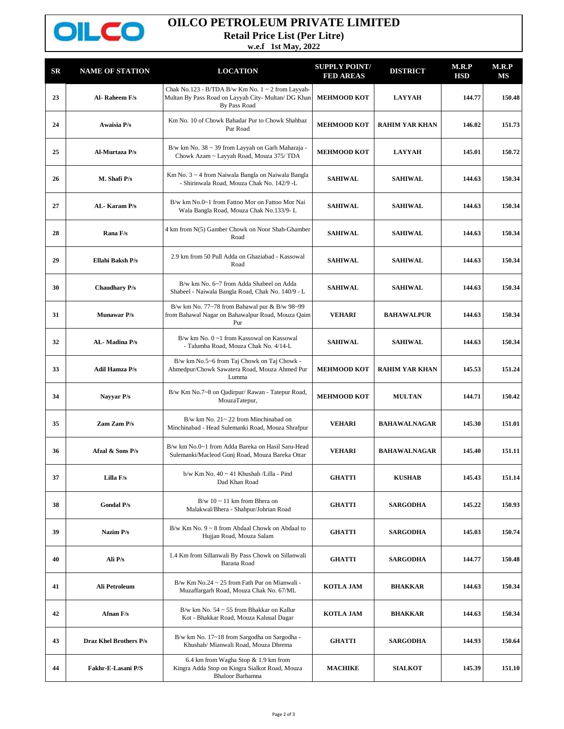# OILCO PETROLEUM PRIVATE LIMITED

**Retail Price List (Per Litre)**

**w.e.f 1st May, 2022**

| SR | NAME OF STATION | LOCATION | SUPPLY POINT/ FED AREAS | DISTRICT | M.R.P HSD | M.R.P MS |
|---|---|---|---|---|---|---|
| 23 | Al- Raheem F/s | Chak No.123 - B/TDA B/w Km No. 1 ~ 2 from Layyah-Multan By Pass Road on Layyah City- Multan/ DG Khan By Pass Road | MEHMOOD KOT | LAYYAH | 144.77 | 150.48 |
| 24 | Awaisia P/s | Km No. 10 of Chowk Bahadar Pur to Chowk Shahbaz Pur Road | MEHMOOD KOT | RAHIM YAR KHAN | 146.02 | 151.73 |
| 25 | Al-Murtaza P/s | B/w km No. 38 ~ 39 from Layyah on Garh Maharaja - Chowk Azam ~ Layyah Road, Mouza 375/ TDA | MEHMOOD KOT | LAYYAH | 145.01 | 150.72 |
| 26 | M. Shafi P/s | Km No. 3 ~ 4 from Naiwala Bangla on Naiwala Bangla - Shirinwala Road, Mouza Chak No. 142/9 -L | SAHIWAL | SAHIWAL | 144.63 | 150.34 |
| 27 | AL- Karam P/s | B/w km No.0~1 from Fattoo Mor on Fattoo Mor Nai Wala Bangla Road, Mouza Chak No.133/9- L | SAHIWAL | SAHIWAL | 144.63 | 150.34 |
| 28 | Rana F/s | 4 km from N(5) Gamber Chowk on Noor Shah-Ghamber Road | SAHIWAL | SAHIWAL | 144.63 | 150.34 |
| 29 | Ellahi Baksh P/s | 2.9 km from 50 Pull Adda on Ghaziabad - Kassowal Road | SAHIWAL | SAHIWAL | 144.63 | 150.34 |
| 30 | Chaudhary P/s | B/w km No. 6~7 from Adda Shabeel on Adda Shabeel - Naiwala Bangla Road, Chak No. 140/9 - L | SAHIWAL | SAHIWAL | 144.63 | 150.34 |
| 31 | Munawar P/s | B/w km No. 77~78 from Bahawal pur & B/w 98~99 from Bahawal Nagar on Bahawalpur Road, Mouza Qaim Pur | VEHARI | BAHAWALPUR | 144.63 | 150.34 |
| 32 | AL- Madina P/s | B/w km No. 0 ~1 from Kassowal on Kassowal - Talumba Road, Mouza Chak No. 4/14-L | SAHIWAL | SAHIWAL | 144.63 | 150.34 |
| 33 | Adil Hamza P/s | B/w km No.5~6 from Taj Chowk on Taj Chowk - Ahmedpur/Chowk Sawatera Road, Mouza Ahmed Pur Lumma | MEHMOOD KOT | RAHIM YAR KHAN | 145.53 | 151.24 |
| 34 | Nayyar P/s | B/w Km No.7~8 on Qadirpur/ Rawan - Tatepur Road, MouzaTatepur, | MEHMOOD KOT | MULTAN | 144.71 | 150.42 |
| 35 | Zam Zam P/s | B/w km No. 21~ 22 from Minchinabad on Minchinabad - Head Sulemanki Road, Mouza Shrafpur | VEHARI | BAHAWALNAGAR | 145.30 | 151.01 |
| 36 | Afzal & Sons P/s | B/w km No.0~1 from Adda Bareka on Hasil Saru-Head Sulemanki/Macleod Gunj Road, Mouza Bareka Ottar | VEHARI | BAHAWALNAGAR | 145.40 | 151.11 |
| 37 | Lilla F/s | b/w Km No. 40 ~ 41 Khushab /Lilla - Pind Dad Khan Road | GHATTI | KUSHAB | 145.43 | 151.14 |
| 38 | Gondal P/s | B/w 10 ~ 11 km from Bhera on Malakwal/Bhera - Shahpur/Johrian Road | GHATTI | SARGODHA | 145.22 | 150.93 |
| 39 | Nazim P/s | B/w Km No. 9 ~ 8 from Abdaal Chowk on Abdaal to Hujjan Road, Mouza Salam | GHATTI | SARGODHA | 145.03 | 150.74 |
| 40 | Ali P/s | 1.4 Km from Sillanwali By Pass Chowk on Sillanwali Barana Road | GHATTI | SARGODHA | 144.77 | 150.48 |
| 41 | Ali Petroleum | B/w Km No.24 ~ 25 from Fath Pur on Mianwali - Muzaffargarh Road, Mouza Chak No. 67/ML | KOTLA JAM | BHAKKAR | 144.63 | 150.34 |
| 42 | Afnan F/s | B/w km No. 54 ~ 55 from Bhakkar on Kallur Kot - Bhakkar Road, Mouza Kaluual Dagar | KOTLA JAM | BHAKKAR | 144.63 | 150.34 |
| 43 | Draz Khel Brothers P/s | B/w km No. 17~18 from Sargodha on Sargodha - Khushab/ Mianwali Road, Mouza Dhrema | GHATTI | SARGODHA | 144.93 | 150.64 |
| 44 | Fakhr-E-Lasani P/S | 6.4 km from Wagha Stop & 1.9 km from Kingra Adda Stop on Kingra Sialkot Road, Mouza Bhaloor Barhamna | MACHIKE | SIALKOT | 145.39 | 151.10 |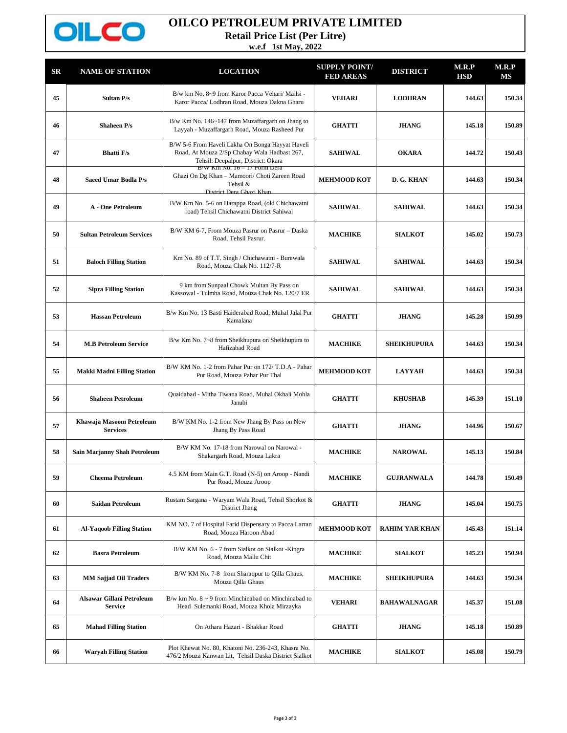# OILCO PETROLEUM PRIVATE LIMITED

## Retail Price List (Per Litre)

**w.e.f 1st May, 2022**

| SR | NAME OF STATION | LOCATION | SUPPLY POINT/ FED AREAS | DISTRICT | M.R.P HSD | M.R.P MS |
|---|---|---|---|---|---|---|
| 45 | Sultan P/s | B/w km No. 8~9 from Karor Pacca Vehari/ Mailsi - Karor Pacca/ Lodhran Road, Mouza Dakna Gharu | VEHARI | LODHRAN | 144.63 | 150.34 |
| 46 | Shaheen P/s | B/w Km No. 146~147 from Muzaffargarh on Jhang to Layyah - Muzaffargarh Road, Mouza Rasheed Pur | GHATTI | JHANG | 145.18 | 150.89 |
| 47 | Bhatti F/s | B/W 5-6 From Haveli Lakha On Bonga Hayyat Haveli Road, At Mouza 2/Sp Chabay Wala Hadbast 267, Tehsil: Deepalpur, District: Okara | SAHIWAL | OKARA | 144.72 | 150.43 |
| 48 | Saeed Umar Bodla P/s | B/W Km No. 16 – 17 Form Dera Ghazi On Dg Khan – Mamoori/ Choti Zareen Road Tehsil & District Dera Ghazi Khan | MEHMOOD KOT | D. G. KHAN | 144.63 | 150.34 |
| 49 | A - One Petroleum | B/W Km No. 5-6 on Harappa Road, (old Chichawatni road) Tehsil Chichawatni District Sahiwal | SAHIWAL | SAHIWAL | 144.63 | 150.34 |
| 50 | Sultan Petroleum Services | B/W KM 6-7, From Mouza Pasrur on Pasrur – Daska Road, Tehsil Pasrur. | MACHIKE | SIALKOT | 145.02 | 150.73 |
| 51 | Baloch Filling Station | Km No. 89 of T.T. Singh / Chichawatni - Burewala Road, Mouza Chak No. 112/7-R | SAHIWAL | SAHIWAL | 144.63 | 150.34 |
| 52 | Sipra Filling Station | 9 km from Sunpaal Chowk Multan By Pass on Kassowal - Tulmba Road, Mouza Chak No. 120/7 ER | SAHIWAL | SAHIWAL | 144.63 | 150.34 |
| 53 | Hassan Petroleum | B/w Km No. 13 Basti Haiderabad Road, Muhal Jalal Pur Kamalana | GHATTI | JHANG | 145.28 | 150.99 |
| 54 | M.B Petroleum Service | B/w Km No. 7~8 from Sheikhupura on Sheikhupura to Hafizabad Road | MACHIKE | SHEIKHUPURA | 144.63 | 150.34 |
| 55 | Makki Madni Filling Station | B/W KM No. 1-2 from Pahar Pur on 172/ T.D.A - Pahar Pur Road, Mouza Pahar Pur Thal | MEHMOOD KOT | LAYYAH | 144.63 | 150.34 |
| 56 | Shaheen Petroleum | Quaidabad - Mitha Tiwana Road, Muhal Okhali Mohla Janubi | GHATTI | KHUSHAB | 145.39 | 151.10 |
| 57 | Khawaja Masoom Petroleum Services | B/W KM No. 1-2 from New Jhang By Pass on New Jhang By Pass Road | GHATTI | JHANG | 144.96 | 150.67 |
| 58 | Sain Marjanny Shah Petroleum | B/W KM No. 17-18 from Narowal on Narowal - Shakargarh Road, Mouza Lakra | MACHIKE | NAROWAL | 145.13 | 150.84 |
| 59 | Cheema Petroleum | 4.5 KM from Main G.T. Road (N-5) on Aroop - Nandi Pur Road, Mouza Aroop | MACHIKE | GUJRANWALA | 144.78 | 150.49 |
| 60 | Saidan Petroleum | Rustam Sargana - Waryam Wala Road, Tehsil Shorkot & District Jhang | GHATTI | JHANG | 145.04 | 150.75 |
| 61 | Al-Yaqoob Filling Station | KM NO. 7 of Hospital Farid Dispensary to Pacca Larran Road, Mouza Haroon Abad | MEHMOOD KOT | RAHIM YAR KHAN | 145.43 | 151.14 |
| 62 | Basra Petroleum | B/W KM No. 6 - 7 from Sialkot on Sialkot -Kingra Road, Mouza Mallu Chit | MACHIKE | SIALKOT | 145.23 | 150.94 |
| 63 | MM Sajjad Oil Traders | B/W KM No. 7-8 from Sharaqpur to Qilla Ghaus, Mouza Qilla Ghaus | MACHIKE | SHEIKHUPURA | 144.63 | 150.34 |
| 64 | Alsawar Gillani Petroleum Service | B/w km No. 8 ~ 9 from Minchinabad on Minchinabad to Head Sulemanki Road, Mouza Khola Mirzayka | VEHARI | BAHAWALNAGAR | 145.37 | 151.08 |
| 65 | Mahad Filling Station | On Athara Hazari - Bhakkar Road | GHATTI | JHANG | 145.18 | 150.89 |
| 66 | Waryah Filling Station | Plot Khewat No. 80, Khatoni No. 236-243, Khasra No. 476/2 Mouza Kanwan Lit, Tehsil Daska District Sialkot | MACHIKE | SIALKOT | 145.08 | 150.79 |